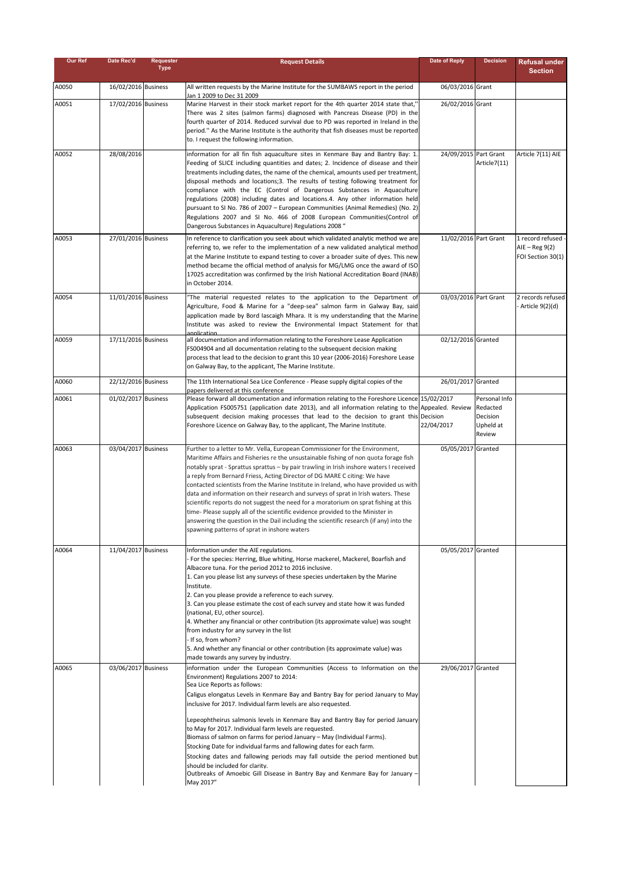| Our Ref | Date Rec'd | Requester Type | Request Details | Date of Reply | Decision | Refusal under Section |
|---|---|---|---|---|---|---|
| A0050 | 16/02/2016 | Business | All written requests by the Marine Institute for the SUMBAWS report in the period Jan 1 2009 to Dec 31 2009 | 06/03/2016 | Grant | |
| A0051 | 17/02/2016 | Business | Marine Harvest in their stock market report for the 4th quarter 2014 state that,'' There was 2 sites (salmon farms) diagnosed with Pancreas Disease (PD) in the fourth quarter of 2014. Reduced survival due to PD was reported in Ireland in the period.'' As the Marine Institute is the authority that fish diseases must be reported to. I request the following information. | 26/02/2016 | Grant | |
| A0052 | 28/08/2016 | | information for all fin fish aquaculture sites in Kenmare Bay and Bantry Bay: 1. Feeding of SLICE including quantities and dates; 2. Incidence of disease and their treatments including dates, the name of the chemical, amounts used per treatment, disposal methods and locations;3. The results of testing following treatment for compliance with the EC (Control of Dangerous Substances in Aquaculture regulations (2008) including dates and locations.4. Any other information held pursuant to SI No. 786 of 2007 – European Communities (Animal Remedies) (No. 2) Regulations 2007 and SI No. 466 of 2008 European Communities(Control of Dangerous Substances in Aquaculture) Regulations 2008 " | 24/09/2015 | Part Grant Article7(11) | Article 7(11) AIE |
| A0053 | 27/01/2016 | Business | In reference to clarification you seek about which validated analytic method we are referring to, we refer to the implementation of a new validated analytical method at the Marine Institute to expand testing to cover a broader suite of dyes. This new method became the official method of analysis for MG/LMG once the award of ISO 17025 accreditation was confirmed by the Irish National Accreditation Board (INAB) in October 2014. | 11/02/2016 | Part Grant | 1 record refused - AIE – Reg 9(2) FOI Section 30(1) |
| A0054 | 11/01/2016 | Business | "The material requested relates to the application to the Department of Agriculture, Food & Marine for a "deep-sea" salmon farm in Galway Bay, said application made by Bord Iascaigh Mhara. It is my understanding that the Marine Institute was asked to review the Environmental Impact Statement for that application | 03/03/2016 | Part Grant | 2 records refused - Article 9(2)(d) |
| A0059 | 17/11/2016 | Business | all documentation and information relating to the Foreshore Lease Application FS004904 and all documentation relating to the subsequent decision making process that lead to the decision to grant this 10 year (2006-2016) Foreshore Lease on Galway Bay, to the applicant, The Marine Institute. | 02/12/2016 | Granted | |
| A0060 | 22/12/2016 | Business | The 11th International Sea Lice Conference - Please supply digital copies of the papers delivered at this conference | 26/01/2017 | Granted | |
| A0061 | 01/02/2017 | Business | Please forward all documentation and information relating to the Foreshore Licence Application FS005751 (application date 2013), and all information relating to the subsequent decision making processes that lead to the decision to grant this Foreshore Licence on Galway Bay, to the applicant, The Marine Institute. | 15/02/2017 Appealed. Review Decision 22/04/2017 | Personal Info Redacted Decision Upheld at Review | |
| A0063 | 03/04/2017 | Business | Further to a letter to Mr. Vella, European Commissioner for the Environment, Maritime Affairs and Fisheries re the unsustainable fishing of non quota forage fish notably sprat - Sprattus sprattus – by pair trawling in Irish inshore waters I received a reply from Bernard Friess, Acting Director of DG MARE C citing: We have contacted scientists from the Marine Institute in Ireland, who have provided us with data and information on their research and surveys of sprat in Irish waters. These scientific reports do not suggest the need for a moratorium on sprat fishing at this time- Please supply all of the scientific evidence provided to the Minister in answering the question in the Dail including the scientific research (if any) into the spawning patterns of sprat in inshore waters | 05/05/2017 | Granted | |
| A0064 | 11/04/2017 | Business | Information under the AIE regulations.<br>- For the species: Herring, Blue whiting, Horse mackerel, Mackerel, Boarfish and Albacore tuna. For the period 2012 to 2016 inclusive.<br>1. Can you please list any surveys of these species undertaken by the Marine Institute.<br>2. Can you please provide a reference to each survey.<br>3. Can you please estimate the cost of each survey and state how it was funded (national, EU, other source).<br>4. Whether any financial or other contribution (its approximate value) was sought from industry for any survey in the list<br>- If so, from whom?<br>5. And whether any financial or other contribution (its approximate value) was made towards any survey by industry. | 05/05/2017 | Granted | |
| A0065 | 03/06/2017 | Business | information under the European Communities (Access to Information on the Environment) Regulations 2007 to 2014:<br>Sea Lice Reports as follows:<br>Caligus elongatus Levels in Kenmare Bay and Bantry Bay for period January to May inclusive for 2017. Individual farm levels are also requested.<br><br>Lepeophtheirus salmonis levels in Kenmare Bay and Bantry Bay for period January to May for 2017. Individual farm levels are requested.<br>Biomass of salmon on farms for period January – May (Individual Farms).<br>Stocking Date for individual farms and fallowing dates for each farm.<br>Stocking dates and fallowing periods may fall outside the period mentioned but should be included for clarity.<br>Outbreaks of Amoebic Gill Disease in Bantry Bay and Kenmare Bay for January – May 2017" | 29/06/2017 | Granted | |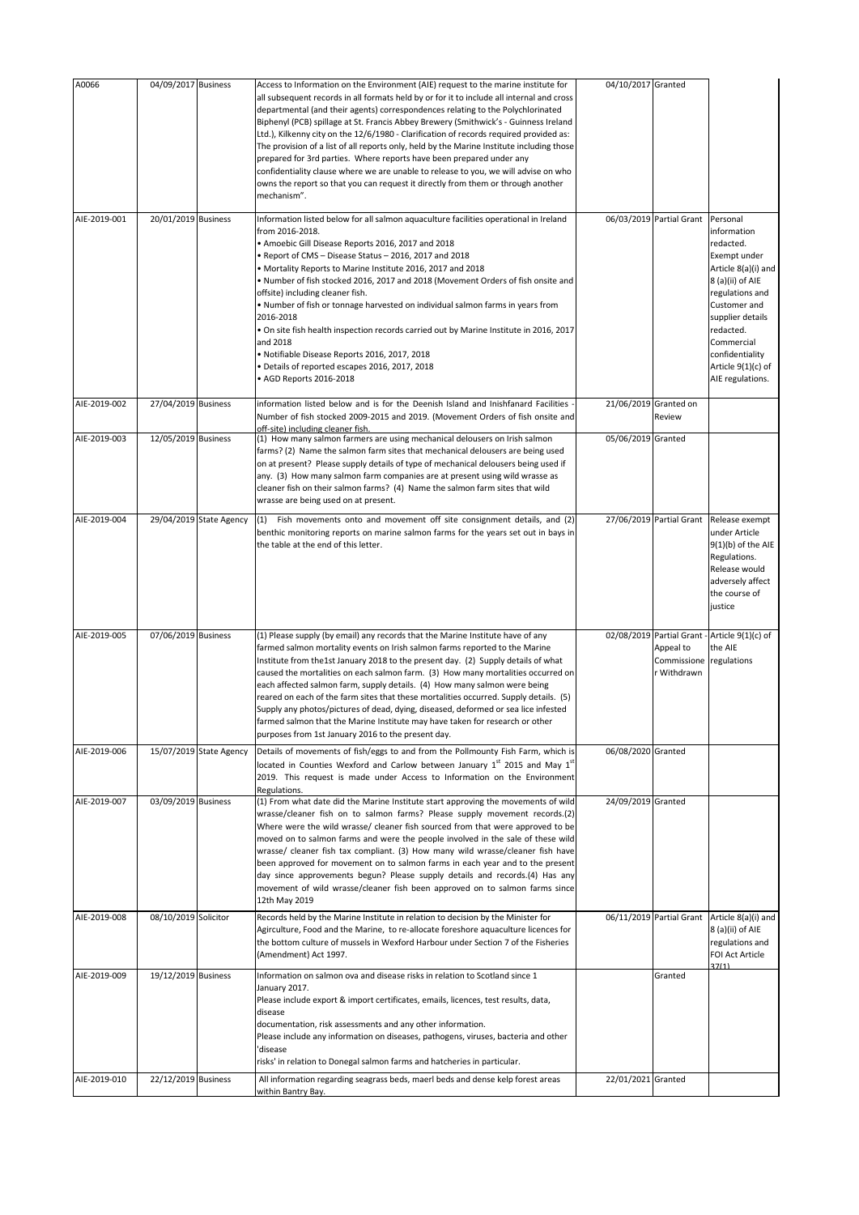| A0066 | 04/09/2017 | Business | Access to Information on the Environment (AIE) request to the marine institute for all subsequent records in all formats held by or for it to include all internal and cross departmental (and their agents) correspondences relating to the Polychlorinated Biphenyl (PCB) spillage at St. Francis Abbey Brewery (Smithwick's - Guinness Ireland Ltd.), Kilkenny city on the 12/6/1980 - Clarification of records required provided as: The provision of a list of all reports only, held by the Marine Institute including those prepared for 3rd parties. Where reports have been prepared under any confidentiality clause where we are unable to release to you, we will advise on who owns the report so that you can request it directly from them or through another mechanism". | 04/10/2017 | Granted | |
|---|---|---|---|---|---|---|
| AIE-2019-001 | 20/01/2019 | Business | Information listed below for all salmon aquaculture facilities operational in Ireland from 2016-2018.<br>• Amoebic Gill Disease Reports 2016, 2017 and 2018<br>• Report of CMS – Disease Status – 2016, 2017 and 2018<br>• Mortality Reports to Marine Institute 2016, 2017 and 2018<br>• Number of fish stocked 2016, 2017 and 2018 (Movement Orders of fish onsite and offsite) including cleaner fish.<br>• Number of fish or tonnage harvested on individual salmon farms in years from 2016-2018<br>• On site fish health inspection records carried out by Marine Institute in 2016, 2017 and 2018<br>• Notifiable Disease Reports 2016, 2017, 2018<br>• Details of reported escapes 2016, 2017, 2018<br>• AGD Reports 2016-2018 | 06/03/2019 | Partial Grant | Personal information redacted. Exempt under Article 8(a)(i) and 8 (a)(ii) of AIE regulations and Customer and supplier details redacted. Commercial confidentiality Article 9(1)(c) of AIE regulations. |
| AIE-2019-002 | 27/04/2019 | Business | information listed below and is for the Deenish Island and Inishfanard Facilities - Number of fish stocked 2009-2015 and 2019. (Movement Orders of fish onsite and off-site) including cleaner fish. | 21/06/2019 | Granted on Review | |
| AIE-2019-003 | 12/05/2019 | Business | (1) How many salmon farmers are using mechanical delousers on Irish salmon farms? (2) Name the salmon farm sites that mechanical delousers are being used on at present? Please supply details of type of mechanical delousers being used if any. (3) How many salmon farm companies are at present using wild wrasse as cleaner fish on their salmon farms? (4) Name the salmon farm sites that wild wrasse are being used on at present. | 05/06/2019 | Granted | |
| AIE-2019-004 | 29/04/2019 | State Agency | (1) Fish movements onto and movement off site consignment details, and (2) benthic monitoring reports on marine salmon farms for the years set out in bays in the table at the end of this letter. | 27/06/2019 | Partial Grant | Release exempt under Article 9(1)(b) of the AIE Regulations. Release would adversely affect the course of justice |
| AIE-2019-005 | 07/06/2019 | Business | (1) Please supply (by email) any records that the Marine Institute have of any farmed salmon mortality events on Irish salmon farms reported to the Marine Institute from the1st January 2018 to the present day. (2) Supply details of what caused the mortalities on each salmon farm. (3) How many mortalities occurred on each affected salmon farm, supply details. (4) How many salmon were being reared on each of the farm sites that these mortalities occurred. Supply details. (5) Supply any photos/pictures of dead, dying, diseased, deformed or sea lice infested farmed salmon that the Marine Institute may have taken for research or other purposes from 1st January 2016 to the present day. | 02/08/2019 | Partial Grant - Appeal to Commissioner Withdrawn | Article 9(1)(c) of the AIE regulations |
| AIE-2019-006 | 15/07/2019 | State Agency | Details of movements of fish/eggs to and from the Pollmounty Fish Farm, which is located in Counties Wexford and Carlow between January 1st 2015 and May 1st 2019. This request is made under Access to Information on the Environment Regulations. | 06/08/2020 | Granted | |
| AIE-2019-007 | 03/09/2019 | Business | (1) From what date did the Marine Institute start approving the movements of wild wrasse/cleaner fish on to salmon farms? Please supply movement records.(2) Where were the wild wrasse/ cleaner fish sourced from that were approved to be moved on to salmon farms and were the people involved in the sale of these wild wrasse/ cleaner fish tax compliant. (3) How many wild wrasse/cleaner fish have been approved for movement on to salmon farms in each year and to the present day since approvements begun? Please supply details and records.(4) Has any movement of wild wrasse/cleaner fish been approved on to salmon farms since 12th May 2019 | 24/09/2019 | Granted | |
| AIE-2019-008 | 08/10/2019 | Solicitor | Records held by the Marine Institute in relation to decision by the Minister for Agirculture, Food and the Marine, to re-allocate foreshore aquaculture licences for the bottom culture of mussels in Wexford Harbour under Section 7 of the Fisheries (Amendment) Act 1997. | 06/11/2019 | Partial Grant | Article 8(a)(i) and 8 (a)(ii) of AIE regulations and FOI Act Article 37(1) |
| AIE-2019-009 | 19/12/2019 | Business | Information on salmon ova and disease risks in relation to Scotland since 1 January 2017.<br>Please include export & import certificates, emails, licences, test results, data, disease documentation, risk assessments and any other information.<br>Please include any information on diseases, pathogens, viruses, bacteria and other 'disease risks' in relation to Donegal salmon farms and hatcheries in particular. | | Granted | |
| AIE-2019-010 | 22/12/2019 | Business | All information regarding seagrass beds, maerl beds and dense kelp forest areas within Bantry Bay. | 22/01/2021 | Granted | |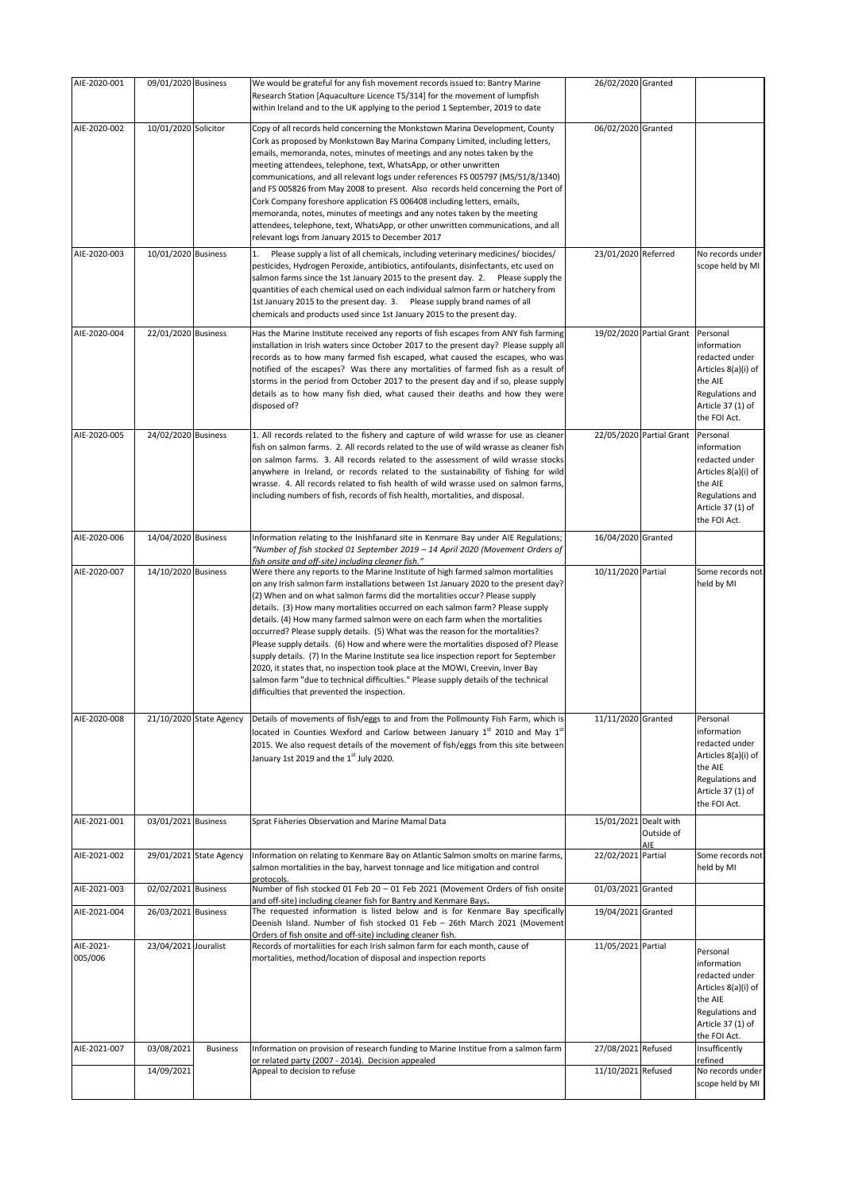| AIE-2020-001 | 09/01/2020 | Business | We would be grateful for any fish movement records issued to: Bantry Marine Research Station [Aquaculture Licence T5/314] for the movement of lumpfish within Ireland and to the UK applying to the period 1 September, 2019 to date | 26/02/2020 | Granted | |
|---|---|---|---|---|---|---|
| AIE-2020-002 | 10/01/2020 | Solicitor | Copy of all records held concerning the Monkstown Marina Development, County Cork as proposed by Monkstown Bay Marina Company Limited, including letters, emails, memoranda, notes, minutes of meetings and any notes taken by the meeting attendees, telephone, text, WhatsApp, or other unwritten communications, and all relevant logs under references FS 005797 (MS/51/8/1340) and FS 005826 from May 2008 to present. Also records held concerning the Port of Cork Company foreshore application FS 006408 including letters, emails, memoranda, notes, minutes of meetings and any notes taken by the meeting attendees, telephone, text, WhatsApp, or other unwritten communications, and all relevant logs from January 2015 to December 2017 | 06/02/2020 | Granted | |
| AIE-2020-003 | 10/01/2020 | Business | 1. Please supply a list of all chemicals, including veterinary medicines/ biocides/ pesticides, Hydrogen Peroxide, antibiotics, antifoulants, disinfectants, etc used on salmon farms since the 1st January 2015 to the present day. 2. Please supply the quantities of each chemical used on each individual salmon farm or hatchery from 1st January 2015 to the present day. 3. Please supply brand names of all chemicals and products used since 1st January 2015 to the present day. | 23/01/2020 | Referred | No records under scope held by MI |
| AIE-2020-004 | 22/01/2020 | Business | Has the Marine Institute received any reports of fish escapes from ANY fish farming installation in Irish waters since October 2017 to the present day? Please supply all records as to how many farmed fish escaped, what caused the escapes, who was notified of the escapes? Was there any mortalities of farmed fish as a result of storms in the period from October 2017 to the present day and if so, please supply details as to how many fish died, what caused their deaths and how they were disposed of? | 19/02/2020 | Partial Grant | Personal information redacted under Articles 8(a)(i) of the AIE Regulations and Article 37 (1) of the FOI Act. |
| AIE-2020-005 | 24/02/2020 | Business | 1. All records related to the fishery and capture of wild wrasse for use as cleaner fish on salmon farms. 2. All records related to the use of wild wrasse as cleaner fish on salmon farms. 3. All records related to the assessment of wild wrasse stocks anywhere in Ireland, or records related to the sustainability of fishing for wild wrasse. 4. All records related to fish health of wild wrasse used on salmon farms, including numbers of fish, records of fish health, mortalities, and disposal. | 22/05/2020 | Partial Grant | Personal information redacted under Articles 8(a)(i) of the AIE Regulations and Article 37 (1) of the FOI Act. |
| AIE-2020-006 | 14/04/2020 | Business | Information relating to the Inishfanard site in Kenmare Bay under AIE Regulations; *"Number of fish stocked 01 September 2019 – 14 April 2020 (Movement Orders of fish onsite and off-site) including cleaner fish."* | 16/04/2020 | Granted | |
| AIE-2020-007 | 14/10/2020 | Business | Were there any reports to the Marine Institute of high farmed salmon mortalities on any Irish salmon farm installations between 1st January 2020 to the present day? (2) When and on what salmon farms did the mortalities occur? Please supply details. (3) How many mortalities occurred on each salmon farm? Please supply details. (4) How many farmed salmon were on each farm when the mortalities occurred? Please supply details. (5) What was the reason for the mortalities? Please supply details. (6) How and where were the mortalities disposed of? Please supply details. (7) In the Marine Institute sea lice inspection report for September 2020, it states that, no inspection took place at the MOWI, Creevin, Inver Bay salmon farm "due to technical difficulties." Please supply details of the technical difficulties that prevented the inspection. | 10/11/2020 | Partial | Some records not held by MI |
| AIE-2020-008 | 21/10/2020 | State Agency | Details of movements of fish/eggs to and from the Pollmounty Fish Farm, which is located in Counties Wexford and Carlow between January 1st 2010 and May 1st 2015. We also request details of the movement of fish/eggs from this site between January 1st 2019 and the 1st July 2020. | 11/11/2020 | Granted | Personal information redacted under Articles 8(a)(i) of the AIE Regulations and Article 37 (1) of the FOI Act. |
| AIE-2021-001 | 03/01/2021 | Business | Sprat Fisheries Observation and Marine Mamal Data | 15/01/2021 | Dealt with Outside of AIE | |
| AIE-2021-002 | 29/01/2021 | State Agency | Information on relating to Kenmare Bay on Atlantic Salmon smolts on marine farms, salmon mortalities in the bay, harvest tonnage and lice mitigation and control protocols. | 22/02/2021 | Partial | Some records not held by MI |
| AIE-2021-003 | 02/02/2021 | Business | Number of fish stocked 01 Feb 20 – 01 Feb 2021 (Movement Orders of fish onsite and off-site) including cleaner fish for Bantry and Kenmare Bays. | 01/03/2021 | Granted | |
| AIE-2021-004 | 26/03/2021 | Business | The requested information is listed below and is for Kenmare Bay specifically Deenish Island. Number of fish stocked 01 Feb – 26th March 2021 (Movement Orders of fish onsite and off-site) including cleaner fish. | 19/04/2021 | Granted | |
| AIE-2021-005/006 | 23/04/2021 | Jouralist | Records of mortalities for each Irish salmon farm for each month, cause of mortalities, method/location of disposal and inspection reports | 11/05/2021 | Partial | Personal information redacted under Articles 8(a)(i) of the AIE Regulations and Article 37 (1) of the FOI Act. |
| AIE-2021-007 | 03/08/2021 | Business | Information on provision of research funding to Marine Institue from a salmon farm or related party (2007 - 2014). Decision appealed | 27/08/2021 | Refused | Insufficently refined |
| | 14/09/2021 | | Appeal to decision to refuse | 11/10/2021 | Refused | No records under scope held by MI |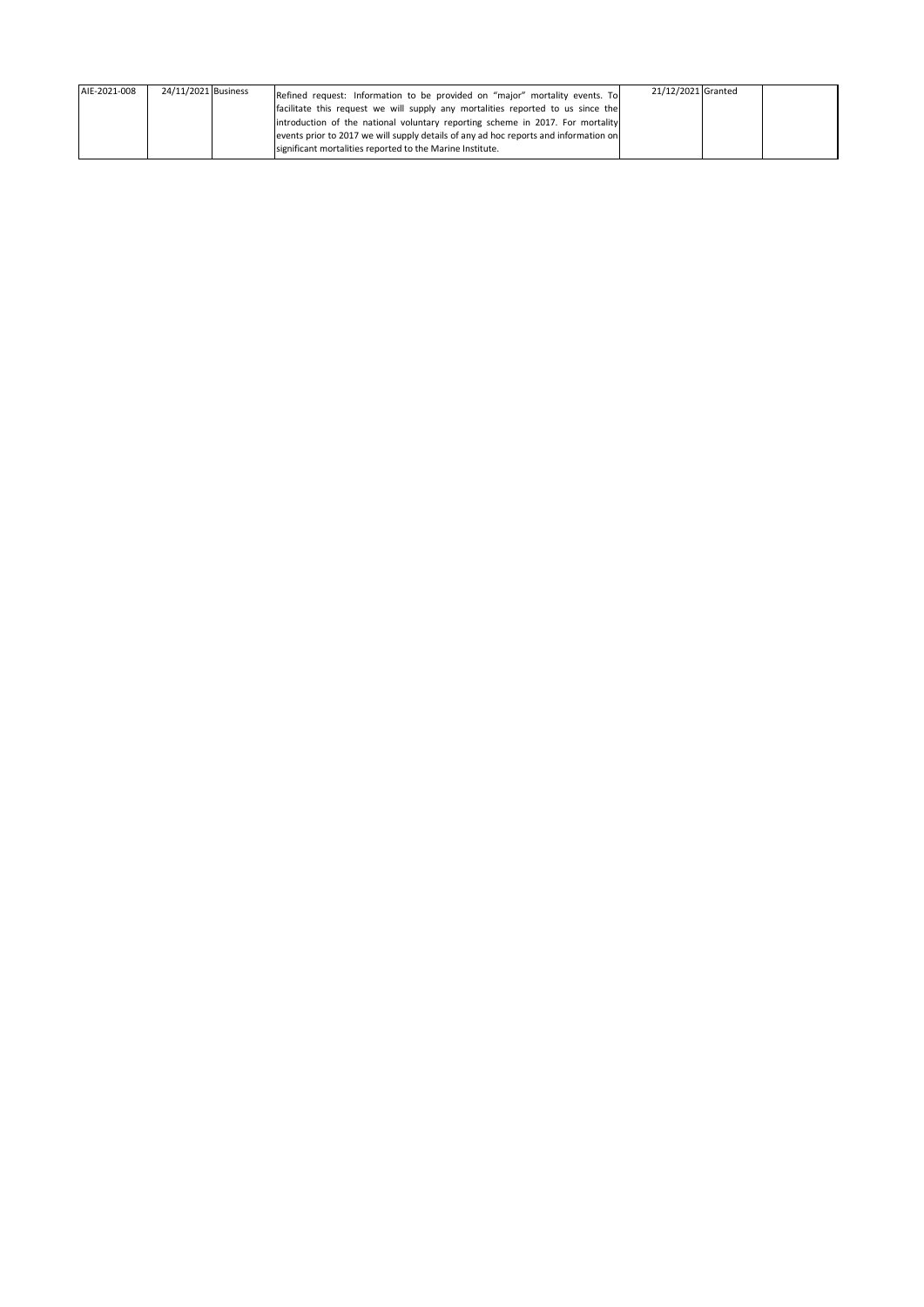| | | | | | | | |
|---|---|---|---|---|---|---|---|
| AIE-2021-008 | 24/11/2021 | Business | Refined request: Information to be provided on "major" mortality events. To facilitate this request we will supply any mortalities reported to us since the introduction of the national voluntary reporting scheme in 2017. For mortality events prior to 2017 we will supply details of any ad hoc reports and information on significant mortalities reported to the Marine Institute. | 21/12/2021 | Granted | | |